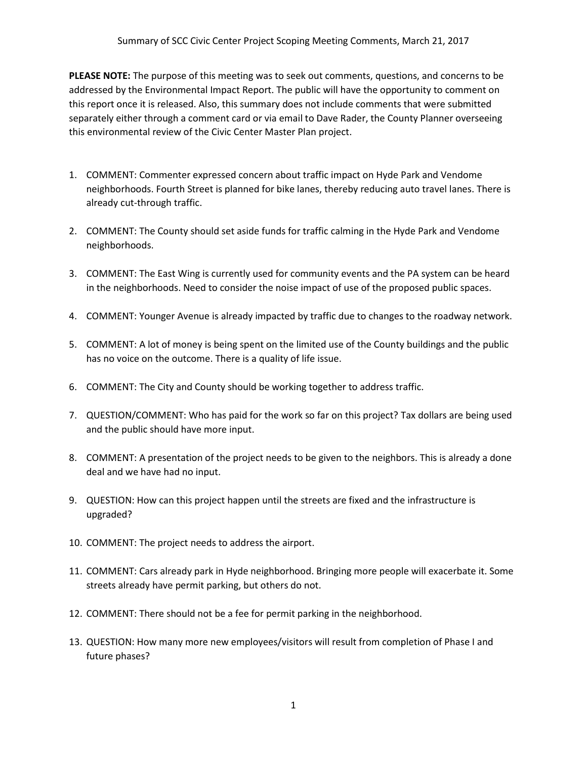Summary of SCC Civic Center Project Scoping Meeting Comments, March 21, 2017

**PLEASE NOTE:** The purpose of this meeting was to seek out comments, questions, and concerns to be addressed by the Environmental Impact Report. The public will have the opportunity to comment on this report once it is released. Also, this summary does not include comments that were submitted separately either through a comment card or via email to Dave Rader, the County Planner overseeing this environmental review of the Civic Center Master Plan project.

1. COMMENT: Commenter expressed concern about traffic impact on Hyde Park and Vendome neighborhoods. Fourth Street is planned for bike lanes, thereby reducing auto travel lanes. There is already cut-through traffic.
2. COMMENT: The County should set aside funds for traffic calming in the Hyde Park and Vendome neighborhoods.
3. COMMENT: The East Wing is currently used for community events and the PA system can be heard in the neighborhoods. Need to consider the noise impact of use of the proposed public spaces.
4. COMMENT: Younger Avenue is already impacted by traffic due to changes to the roadway network.
5. COMMENT: A lot of money is being spent on the limited use of the County buildings and the public has no voice on the outcome. There is a quality of life issue.
6. COMMENT: The City and County should be working together to address traffic.
7. QUESTION/COMMENT: Who has paid for the work so far on this project? Tax dollars are being used and the public should have more input.
8. COMMENT: A presentation of the project needs to be given to the neighbors. This is already a done deal and we have had no input.
9. QUESTION: How can this project happen until the streets are fixed and the infrastructure is upgraded?
10. COMMENT: The project needs to address the airport.
11. COMMENT: Cars already park in Hyde neighborhood. Bringing more people will exacerbate it. Some streets already have permit parking, but others do not.
12. COMMENT: There should not be a fee for permit parking in the neighborhood.
13. QUESTION: How many more new employees/visitors will result from completion of Phase I and future phases?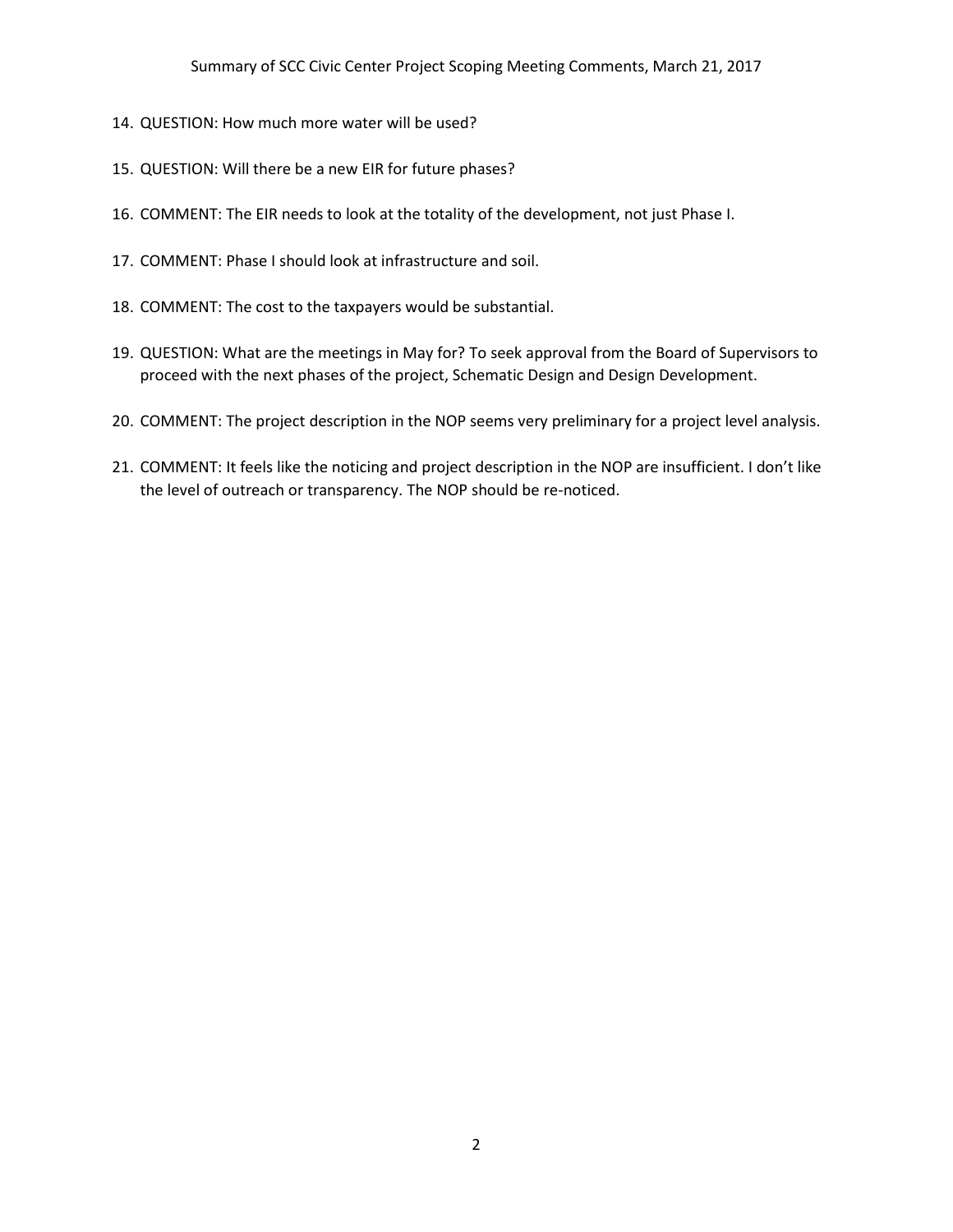14. QUESTION: How much more water will be used?

15. QUESTION: Will there be a new EIR for future phases?

16. COMMENT: The EIR needs to look at the totality of the development, not just Phase I.

17. COMMENT: Phase I should look at infrastructure and soil.

18. COMMENT: The cost to the taxpayers would be substantial.

19. QUESTION: What are the meetings in May for? To seek approval from the Board of Supervisors to proceed with the next phases of the project, Schematic Design and Design Development.

20. COMMENT: The project description in the NOP seems very preliminary for a project level analysis.

21. COMMENT: It feels like the noticing and project description in the NOP are insufficient. I don't like the level of outreach or transparency. The NOP should be re-noticed.